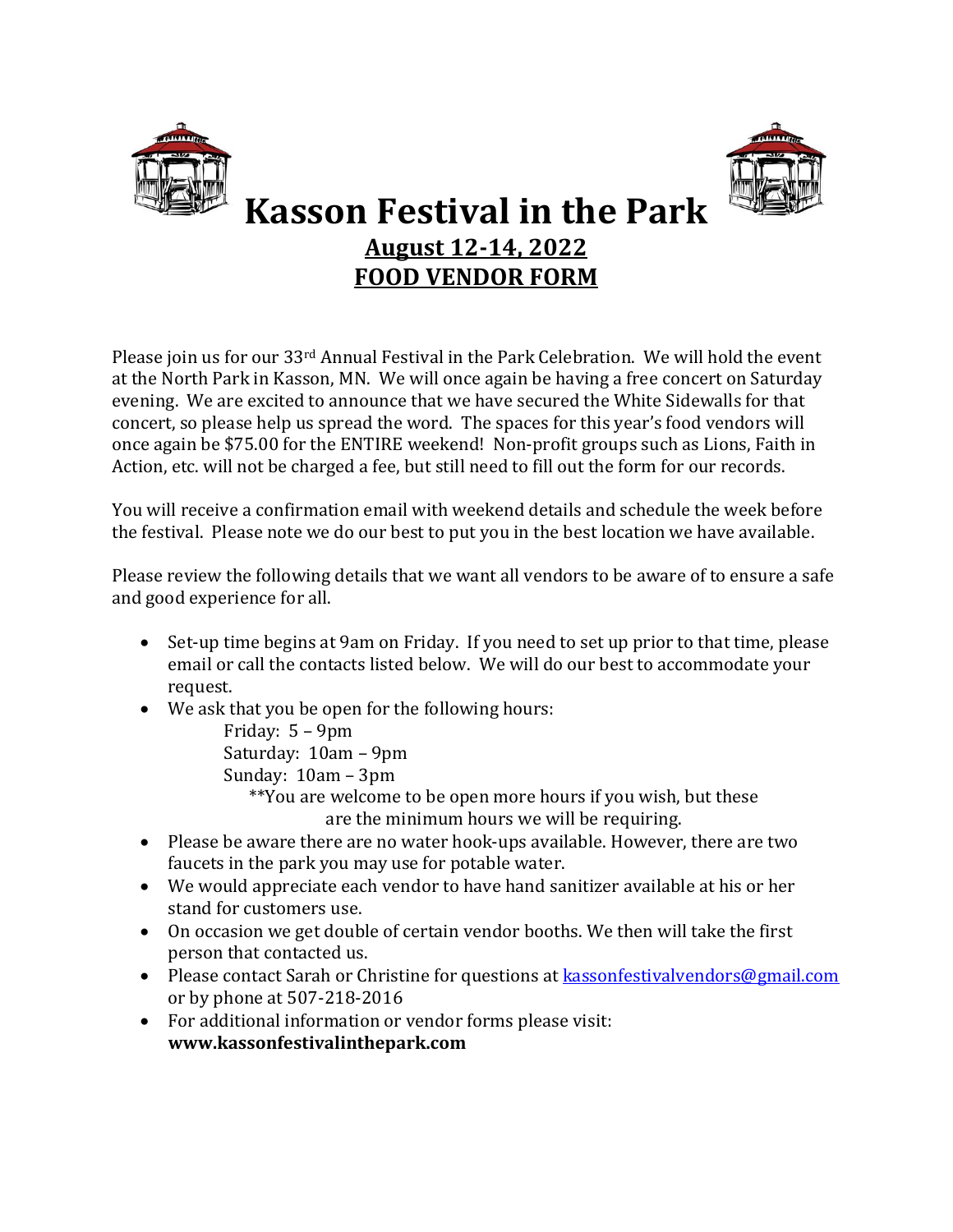# Kasson Festival in the Park

## August 12-14, 2022

## FOOD VENDOR FORM

Please join us for our 33rd Annual Festival in the Park Celebration. We will hold the event at the North Park in Kasson, MN. We will once again be having a free concert on Saturday evening. We are excited to announce that we have secured the White Sidewalls for that concert, so please help us spread the word. The spaces for this year's food vendors will once again be $75.00 for the ENTIRE weekend! Non-profit groups such as Lions, Faith in Action, etc. will not be charged a fee, but still need to fill out the form for our records.

You will receive a confirmation email with weekend details and schedule the week before the festival. Please note we do our best to put you in the best location we have available.

Please review the following details that we want all vendors to be aware of to ensure a safe and good experience for all.

- Set-up time begins at 9am on Friday. If you need to set up prior to that time, please email or call the contacts listed below. We will do our best to accommodate your request.
- We ask that you be open for the following hours:
  - Friday: 5 – 9pm
  - Saturday: 10am – 9pm
  - Sunday: 10am – 3pm

  **You are welcome to be open more hours if you wish, but these are the minimum hours we will be requiring.
- Please be aware there are no water hook-ups available. However, there are two faucets in the park you may use for potable water.
- We would appreciate each vendor to have hand sanitizer available at his or her stand for customers use.
- On occasion we get double of certain vendor booths. We then will take the first person that contacted us.
- Please contact Sarah or Christine for questions at kassonfestivalvendors@gmail.com or by phone at 507-218-2016
- For additional information or vendor forms please visit: **www.kassonfestivalinthepark.com**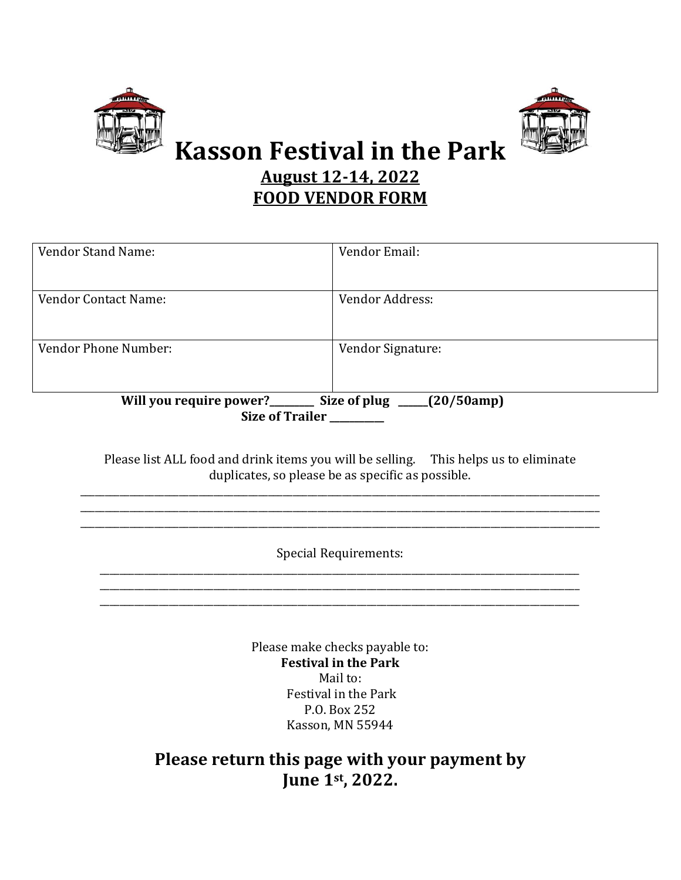# Kasson Festival in the Park

## August 12-14, 2022

## FOOD VENDOR FORM

| | |
|---|---|
| Vendor Stand Name: | Vendor Email: |
| Vendor Contact Name: | Vendor Address: |
| Vendor Phone Number: | Vendor Signature: |

**Will you require power?\_\_\_\_\_\_\_\_\_ Size of plug \_\_\_\_\_\_(20/50amp)**
**Size of Trailer \_\_\_\_\_\_\_\_\_\_\_**

Please list ALL food and drink items you will be selling. This helps us to eliminate duplicates, so please be as specific as possible.

\_\_\_\_\_\_\_\_\_\_\_\_\_\_\_\_\_\_\_\_\_\_\_\_\_\_\_\_\_\_\_\_\_\_\_\_\_\_\_\_\_\_\_\_\_\_\_\_\_\_\_\_\_\_\_\_\_\_\_\_\_\_\_\_\_\_\_\_\_\_\_\_\_\_\_\_\_\_

\_\_\_\_\_\_\_\_\_\_\_\_\_\_\_\_\_\_\_\_\_\_\_\_\_\_\_\_\_\_\_\_\_\_\_\_\_\_\_\_\_\_\_\_\_\_\_\_\_\_\_\_\_\_\_\_\_\_\_\_\_\_\_\_\_\_\_\_\_\_\_\_\_\_\_\_\_\_

\_\_\_\_\_\_\_\_\_\_\_\_\_\_\_\_\_\_\_\_\_\_\_\_\_\_\_\_\_\_\_\_\_\_\_\_\_\_\_\_\_\_\_\_\_\_\_\_\_\_\_\_\_\_\_\_\_\_\_\_\_\_\_\_\_\_\_\_\_\_\_\_\_\_\_\_\_\_

Special Requirements:

\_\_\_\_\_\_\_\_\_\_\_\_\_\_\_\_\_\_\_\_\_\_\_\_\_\_\_\_\_\_\_\_\_\_\_\_\_\_\_\_\_\_\_\_\_\_\_\_\_\_\_\_\_\_\_\_\_\_\_\_\_\_\_\_\_\_\_\_\_\_\_\_\_\_\_\_\_\_

\_\_\_\_\_\_\_\_\_\_\_\_\_\_\_\_\_\_\_\_\_\_\_\_\_\_\_\_\_\_\_\_\_\_\_\_\_\_\_\_\_\_\_\_\_\_\_\_\_\_\_\_\_\_\_\_\_\_\_\_\_\_\_\_\_\_\_\_\_\_\_\_\_\_\_\_\_\_

\_\_\_\_\_\_\_\_\_\_\_\_\_\_\_\_\_\_\_\_\_\_\_\_\_\_\_\_\_\_\_\_\_\_\_\_\_\_\_\_\_\_\_\_\_\_\_\_\_\_\_\_\_\_\_\_\_\_\_\_\_\_\_\_\_\_\_\_\_\_\_\_\_\_\_\_\_\_

Please make checks payable to:
**Festival in the Park**
Mail to:
Festival in the Park
P.O. Box 252
Kasson, MN 55944

**Please return this page with your payment by June 1st, 2022.**